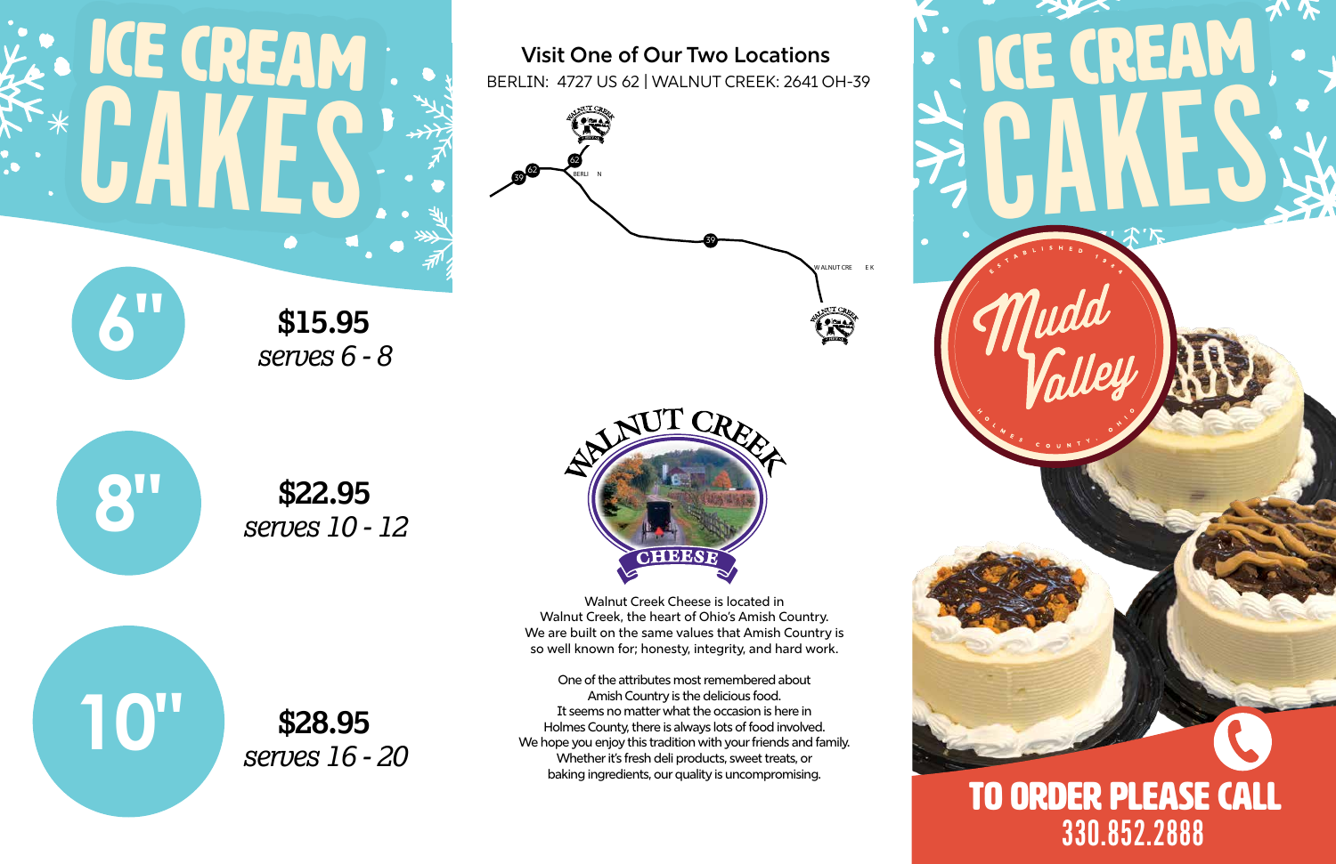# ICE CREAM CAKES

**6"** 
**$15.95**
*serves 6 - 8*

**8"** 
**$22.95**
*serves 10 - 12*

**10"** 
**$28.95**
*serves 16 - 20*

## Visit One of Our Two Locations

BERLIN: 4727 US 62 | WALNUT CREEK: 2641 OH-39

WALNUT CREEK CHEESE

Walnut Creek Cheese is located in Walnut Creek, the heart of Ohio's Amish Country. We are built on the same values that Amish Country is so well known for; honesty, integrity, and hard work.

One of the attributes most remembered about Amish Country is the delicious food. It seems no matter what the occasion is here in Holmes County, there is always lots of food involved. We hope you enjoy this tradition with your friends and family. Whether it's fresh deli products, sweet treats, or baking ingredients, our quality is uncompromising.

# ICE CREAM CAKES

Mudd Valley
ESTABLISHED 1944
HOLMES COUNTY, OHIO

**TO ORDER PLEASE CALL**
**330.852.2888**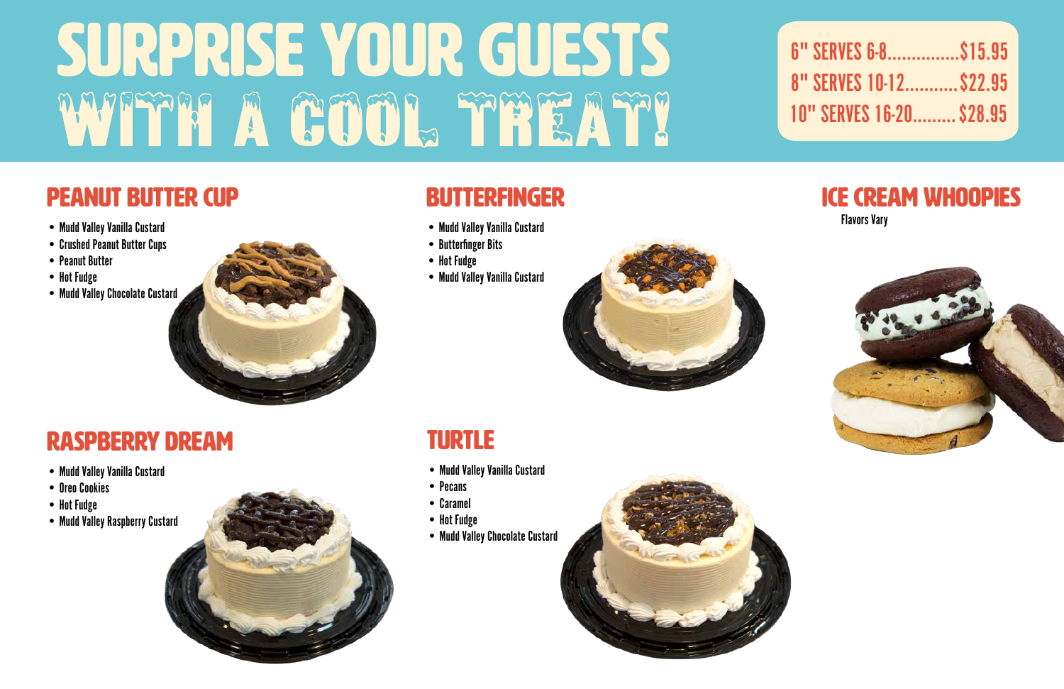# SURPRISE YOUR GUESTS WITH A COOL TREAT!

6" SERVES 6-8...............$15.95
8" SERVES 10-12...........$22.95
10" SERVES 16-20.........$28.95

## PEANUT BUTTER CUP

- Mudd Valley Vanilla Custard
- Crushed Peanut Butter Cups
- Peanut Butter
- Hot Fudge
- Mudd Valley Chocolate Custard

## BUTTERFINGER

- Mudd Valley Vanilla Custard
- Butterfinger Bits
- Hot Fudge
- Mudd Valley Vanilla Custard

## ICE CREAM WHOOPIES

Flavors Vary

## RASPBERRY DREAM

- Mudd Valley Vanilla Custard
- Oreo Cookies
- Hot Fudge
- Mudd Valley Raspberry Custard

## TURTLE

- Mudd Valley Vanilla Custard
- Pecans
- Caramel
- Hot Fudge
- Mudd Valley Chocolate Custard